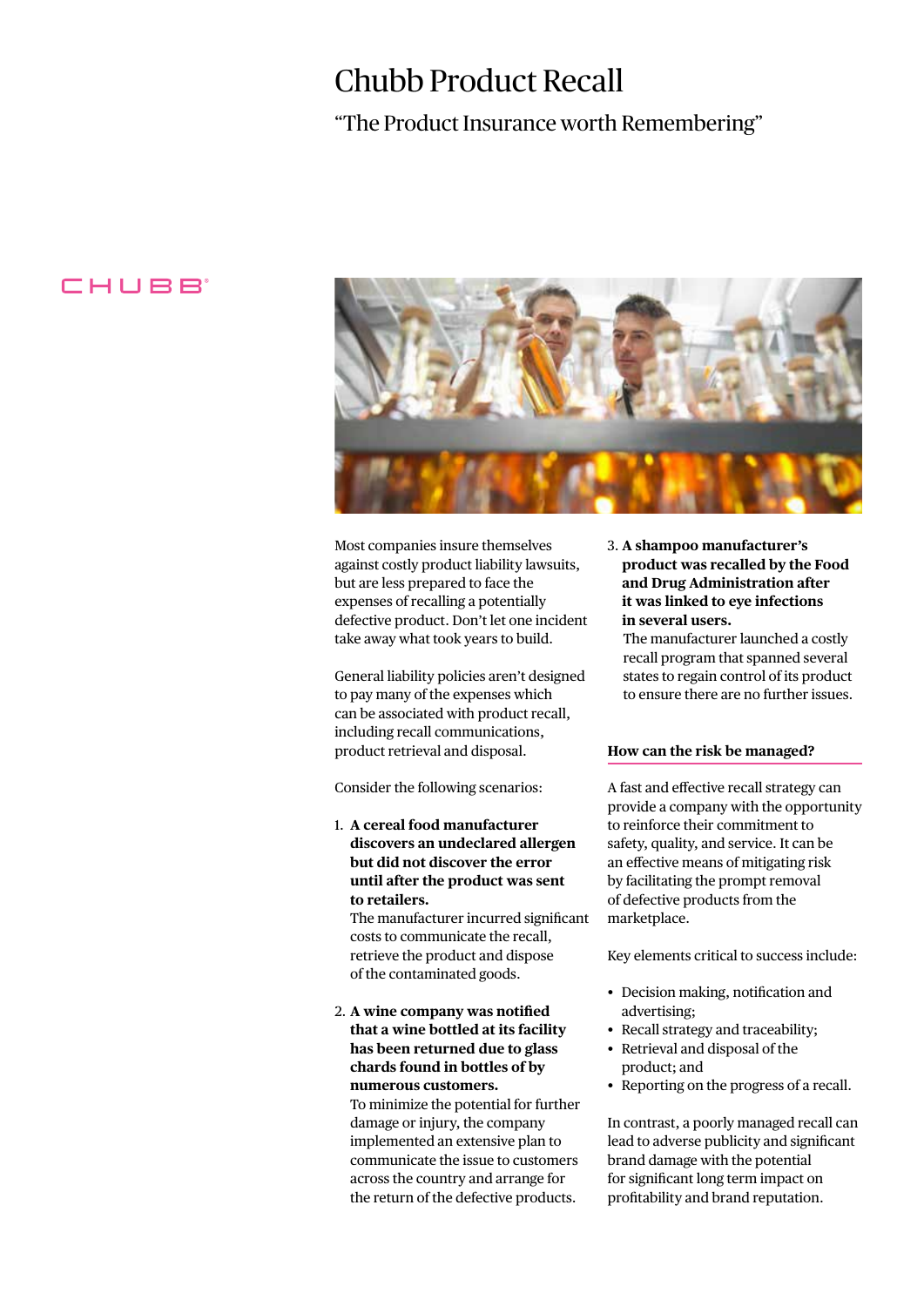# Chubb Product Recall

"The Product Insurance worth Remembering"

Most companies insure themselves against costly product liability lawsuits, but are less prepared to face the expenses of recalling a potentially defective product. Don't let one incident take away what took years to build.

General liability policies aren't designed to pay many of the expenses which can be associated with product recall, including recall communications, product retrieval and disposal.

Consider the following scenarios:

1. **A cereal food manufacturer discovers an undeclared allergen but did not discover the error until after the product was sent to retailers.**
   The manufacturer incurred significant costs to communicate the recall, retrieve the product and dispose of the contaminated goods.

2. **A wine company was notified that a wine bottled at its facility has been returned due to glass chards found in bottles of by numerous customers.**
   To minimize the potential for further damage or injury, the company implemented an extensive plan to communicate the issue to customers across the country and arrange for the return of the defective products.

3. **A shampoo manufacturer's product was recalled by the Food and Drug Administration after it was linked to eye infections in several users.**
   The manufacturer launched a costly recall program that spanned several states to regain control of its product to ensure there are no further issues.

### How can the risk be managed?

A fast and effective recall strategy can provide a company with the opportunity to reinforce their commitment to safety, quality, and service. It can be an effective means of mitigating risk by facilitating the prompt removal of defective products from the marketplace.

Key elements critical to success include:

- Decision making, notification and advertising;
- Recall strategy and traceability;
- Retrieval and disposal of the product; and
- Reporting on the progress of a recall.

In contrast, a poorly managed recall can lead to adverse publicity and significant brand damage with the potential for significant long term impact on profitability and brand reputation.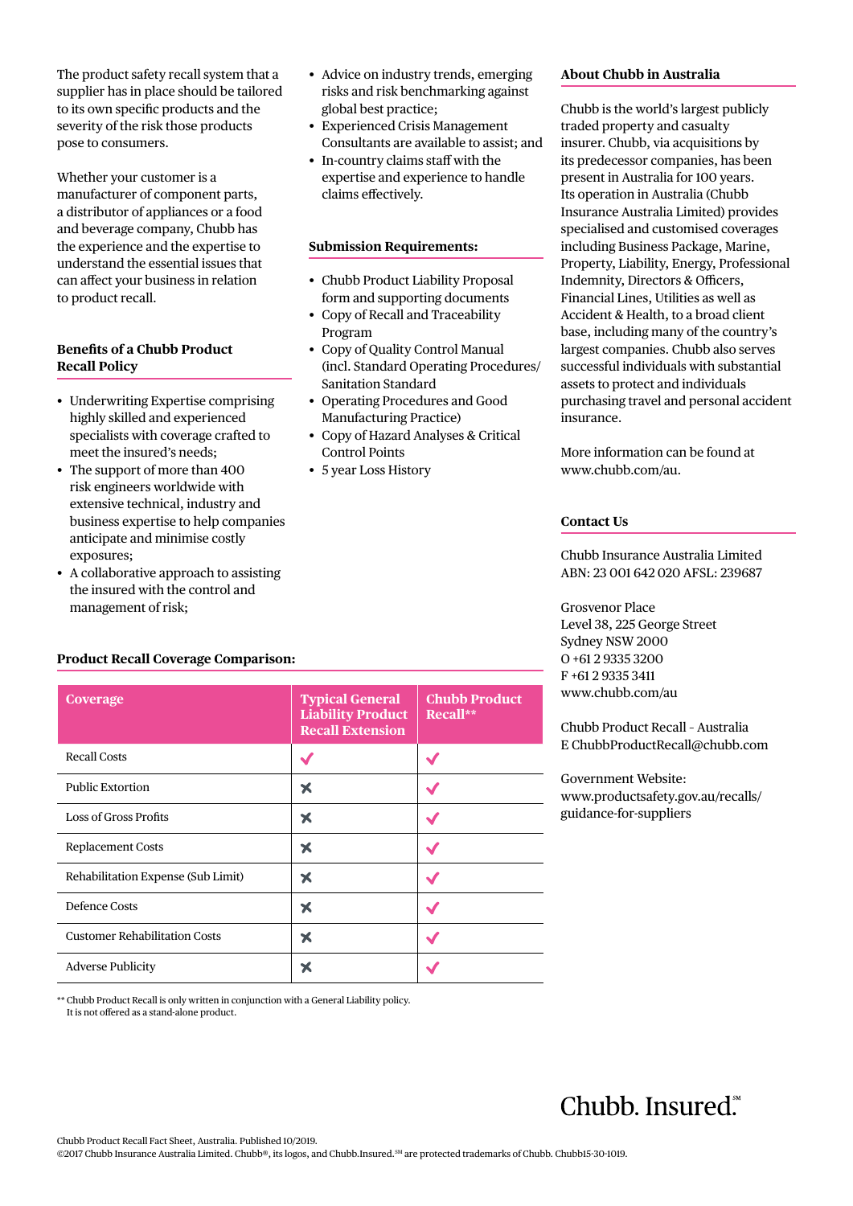The product safety recall system that a supplier has in place should be tailored to its own specific products and the severity of the risk those products pose to consumers.

Whether your customer is a manufacturer of component parts, a distributor of appliances or a food and beverage company, Chubb has the experience and the expertise to understand the essential issues that can affect your business in relation to product recall.

### Benefits of a Chubb Product Recall Policy

- Underwriting Expertise comprising highly skilled and experienced specialists with coverage crafted to meet the insured's needs;
- The support of more than 400 risk engineers worldwide with extensive technical, industry and business expertise to help companies anticipate and minimise costly exposures;
- A collaborative approach to assisting the insured with the control and management of risk;
- Advice on industry trends, emerging risks and risk benchmarking against global best practice;
- Experienced Crisis Management Consultants are available to assist; and
- In-country claims staff with the expertise and experience to handle claims effectively.

### Submission Requirements:

- Chubb Product Liability Proposal form and supporting documents
- Copy of Recall and Traceability Program
- Copy of Quality Control Manual (incl. Standard Operating Procedures/ Sanitation Standard
- Operating Procedures and Good Manufacturing Practice)
- Copy of Hazard Analyses & Critical Control Points
- 5 year Loss History

### Product Recall Coverage Comparison:

| Coverage | Typical General Liability Product Recall Extension | Chubb Product Recall** |
|---|---|---|
| Recall Costs | ✓ | ✓ |
| Public Extortion | ✗ | ✓ |
| Loss of Gross Profits | ✗ | ✓ |
| Replacement Costs | ✗ | ✓ |
| Rehabilitation Expense (Sub Limit) | ✗ | ✓ |
| Defence Costs | ✗ | ✓ |
| Customer Rehabilitation Costs | ✗ | ✓ |
| Adverse Publicity | ✗ | ✓ |

** Chubb Product Recall is only written in conjunction with a General Liability policy. It is not offered as a stand-alone product.

### About Chubb in Australia

Chubb is the world's largest publicly traded property and casualty insurer. Chubb, via acquisitions by its predecessor companies, has been present in Australia for 100 years. Its operation in Australia (Chubb Insurance Australia Limited) provides specialised and customised coverages including Business Package, Marine, Property, Liability, Energy, Professional Indemnity, Directors & Officers, Financial Lines, Utilities as well as Accident & Health, to a broad client base, including many of the country's largest companies. Chubb also serves successful individuals with substantial assets to protect and individuals purchasing travel and personal accident insurance.

More information can be found at www.chubb.com/au.

### Contact Us

Chubb Insurance Australia Limited
ABN: 23 001 642 020 AFSL: 239687

Grosvenor Place
Level 38, 225 George Street
Sydney NSW 2000
O +61 2 9335 3200
F +61 2 9335 3411
www.chubb.com/au

Chubb Product Recall - Australia
E ChubbProductRecall@chubb.com

Government Website:
www.productsafety.gov.au/recalls/guidance-for-suppliers

Chubb. Insured.℠

Chubb Product Recall Fact Sheet, Australia. Published 10/2019.
©2017 Chubb Insurance Australia Limited. Chubb®, its logos, and Chubb.Insured.℠ are protected trademarks of Chubb. Chubb15-30-1019.